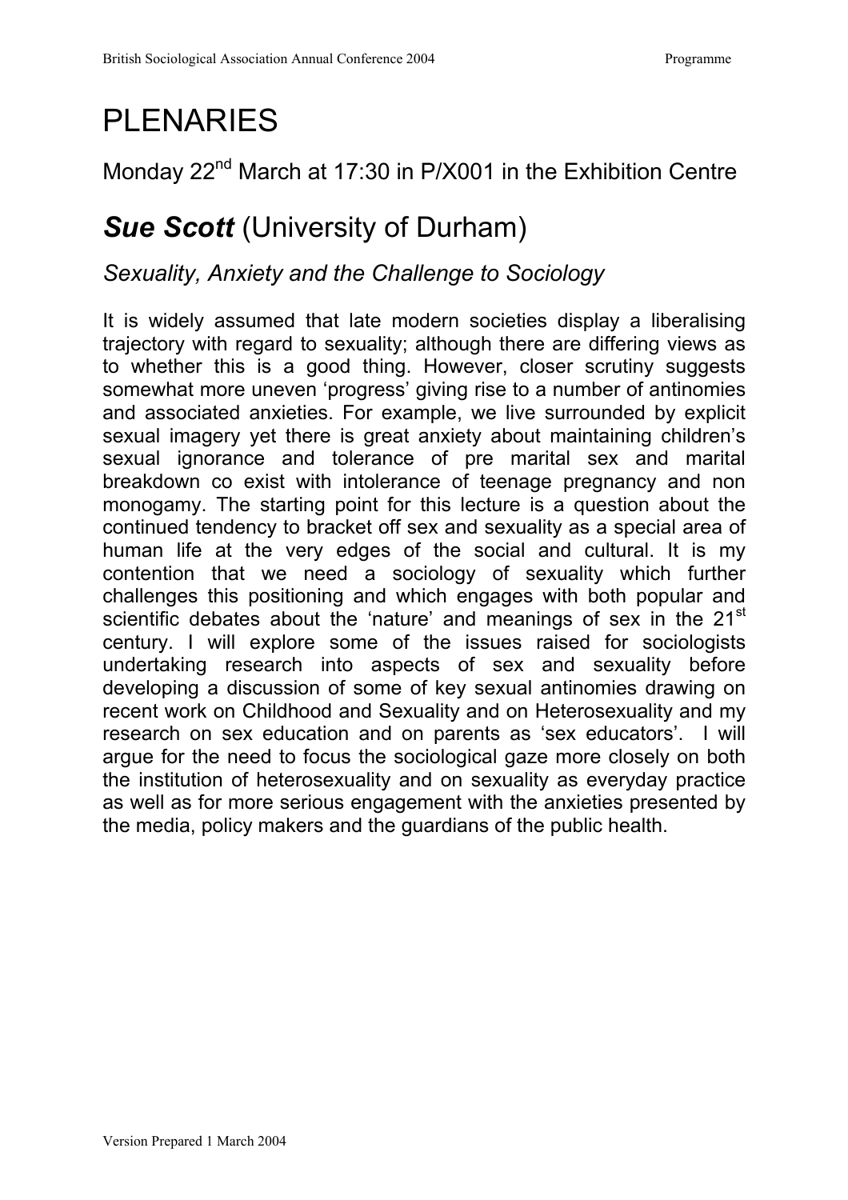# PLENARIES

Monday 22nd March at 17:30 in P/X001 in the Exhibition Centre

## ***Sue Scott*** (University of Durham)

### *Sexuality, Anxiety and the Challenge to Sociology*

It is widely assumed that late modern societies display a liberalising trajectory with regard to sexuality; although there are differing views as to whether this is a good thing. However, closer scrutiny suggests somewhat more uneven 'progress' giving rise to a number of antinomies and associated anxieties. For example, we live surrounded by explicit sexual imagery yet there is great anxiety about maintaining children's sexual ignorance and tolerance of pre marital sex and marital breakdown co exist with intolerance of teenage pregnancy and non monogamy. The starting point for this lecture is a question about the continued tendency to bracket off sex and sexuality as a special area of human life at the very edges of the social and cultural. It is my contention that we need a sociology of sexuality which further challenges this positioning and which engages with both popular and scientific debates about the 'nature' and meanings of sex in the 21st century. I will explore some of the issues raised for sociologists undertaking research into aspects of sex and sexuality before developing a discussion of some of key sexual antinomies drawing on recent work on Childhood and Sexuality and on Heterosexuality and my research on sex education and on parents as 'sex educators'. I will argue for the need to focus the sociological gaze more closely on both the institution of heterosexuality and on sexuality as everyday practice as well as for more serious engagement with the anxieties presented by the media, policy makers and the guardians of the public health.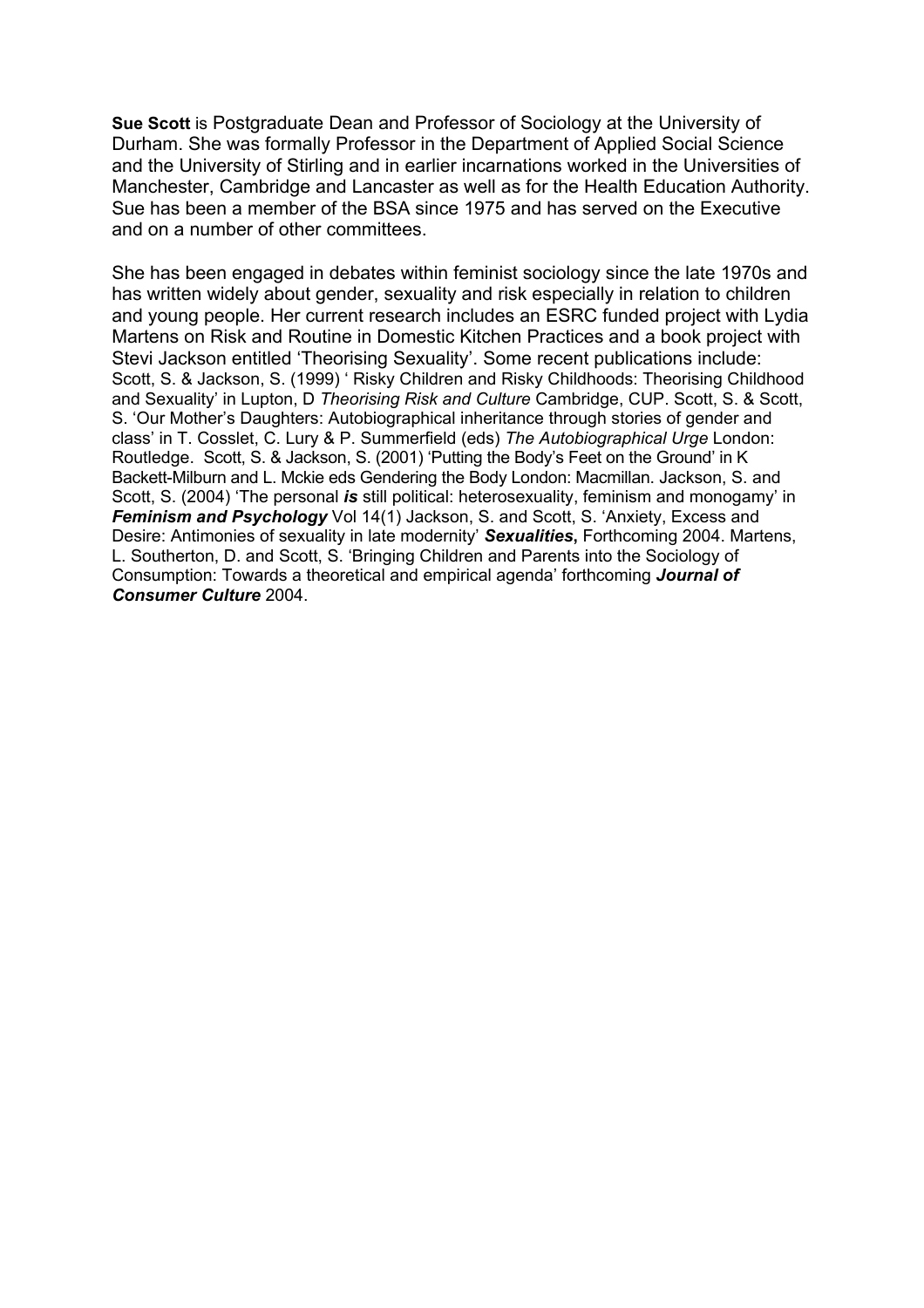**Sue Scott** is Postgraduate Dean and Professor of Sociology at the University of Durham. She was formally Professor in the Department of Applied Social Science and the University of Stirling and in earlier incarnations worked in the Universities of Manchester, Cambridge and Lancaster as well as for the Health Education Authority. Sue has been a member of the BSA since 1975 and has served on the Executive and on a number of other committees.

She has been engaged in debates within feminist sociology since the late 1970s and has written widely about gender, sexuality and risk especially in relation to children and young people. Her current research includes an ESRC funded project with Lydia Martens on Risk and Routine in Domestic Kitchen Practices and a book project with Stevi Jackson entitled 'Theorising Sexuality'. Some recent publications include: Scott, S. & Jackson, S. (1999) ' Risky Children and Risky Childhoods: Theorising Childhood and Sexuality' in Lupton, D *Theorising Risk and Culture* Cambridge, CUP. Scott, S. & Scott, S. 'Our Mother's Daughters: Autobiographical inheritance through stories of gender and class' in T. Cosslet, C. Lury & P. Summerfield (eds) *The Autobiographical Urge* London: Routledge. Scott, S. & Jackson, S. (2001) 'Putting the Body's Feet on the Ground' in K Backett-Milburn and L. Mckie eds Gendering the Body London: Macmillan. Jackson, S. and Scott, S. (2004) 'The personal ***is*** still political: heterosexuality, feminism and monogamy' in ***Feminism and Psychology*** Vol 14(1) Jackson, S. and Scott, S. 'Anxiety, Excess and Desire: Antimonies of sexuality in late modernity' ***Sexualities*,** Forthcoming 2004. Martens, L. Southerton, D. and Scott, S. 'Bringing Children and Parents into the Sociology of Consumption: Towards a theoretical and empirical agenda' forthcoming ***Journal of Consumer Culture*** 2004.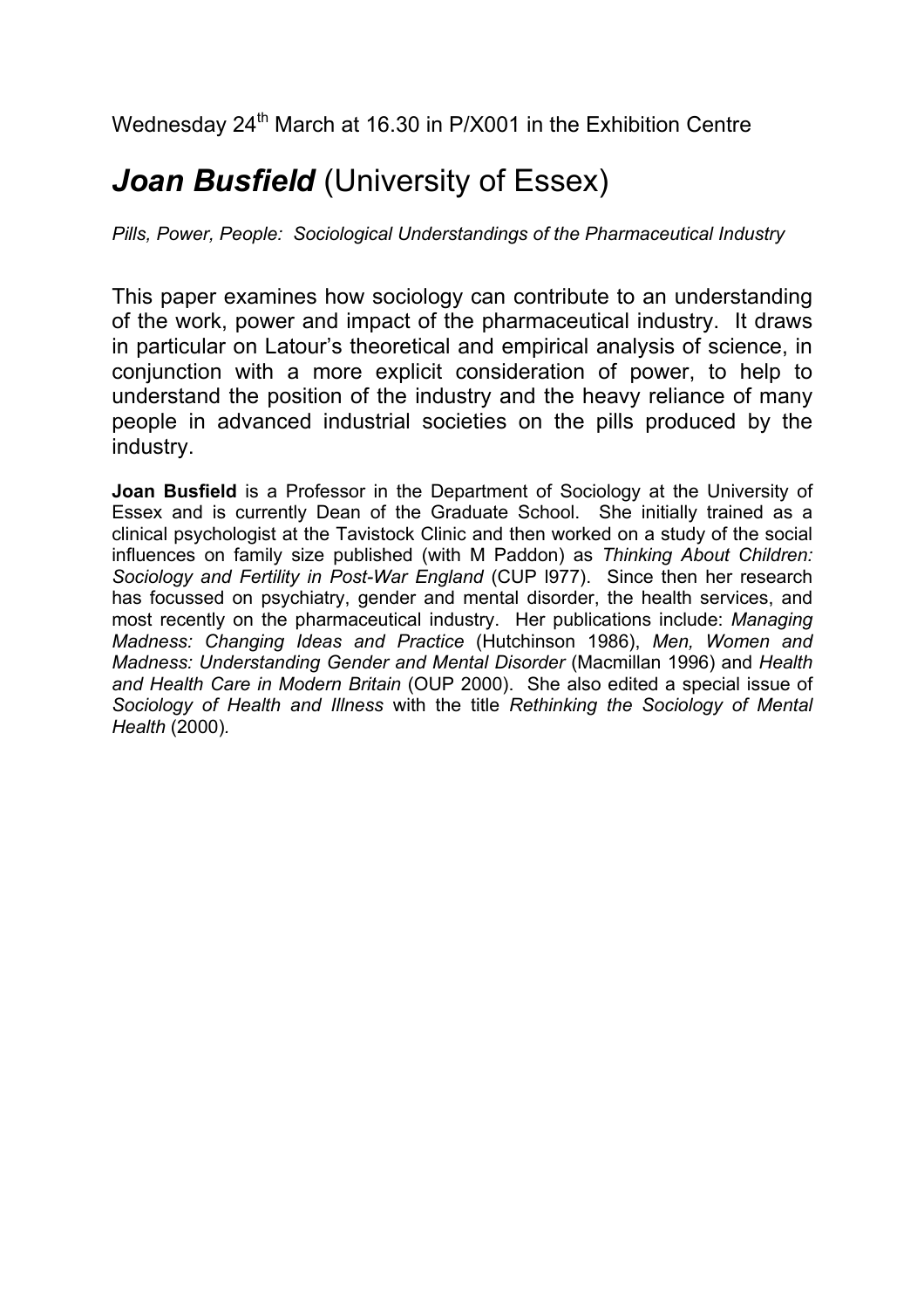Wednesday 24th March at 16.30 in P/X001 in the Exhibition Centre

# ***Joan Busfield*** (University of Essex)

*Pills, Power, People: Sociological Understandings of the Pharmaceutical Industry*

This paper examines how sociology can contribute to an understanding of the work, power and impact of the pharmaceutical industry. It draws in particular on Latour's theoretical and empirical analysis of science, in conjunction with a more explicit consideration of power, to help to understand the position of the industry and the heavy reliance of many people in advanced industrial societies on the pills produced by the industry.

**Joan Busfield** is a Professor in the Department of Sociology at the University of Essex and is currently Dean of the Graduate School. She initially trained as a clinical psychologist at the Tavistock Clinic and then worked on a study of the social influences on family size published (with M Paddon) as *Thinking About Children: Sociology and Fertility in Post-War England* (CUP l977). Since then her research has focussed on psychiatry, gender and mental disorder, the health services, and most recently on the pharmaceutical industry. Her publications include: *Managing Madness: Changing Ideas and Practice* (Hutchinson 1986), *Men, Women and Madness: Understanding Gender and Mental Disorder* (Macmillan 1996) and *Health and Health Care in Modern Britain* (OUP 2000). She also edited a special issue of *Sociology of Health and Illness* with the title *Rethinking the Sociology of Mental Health* (2000).